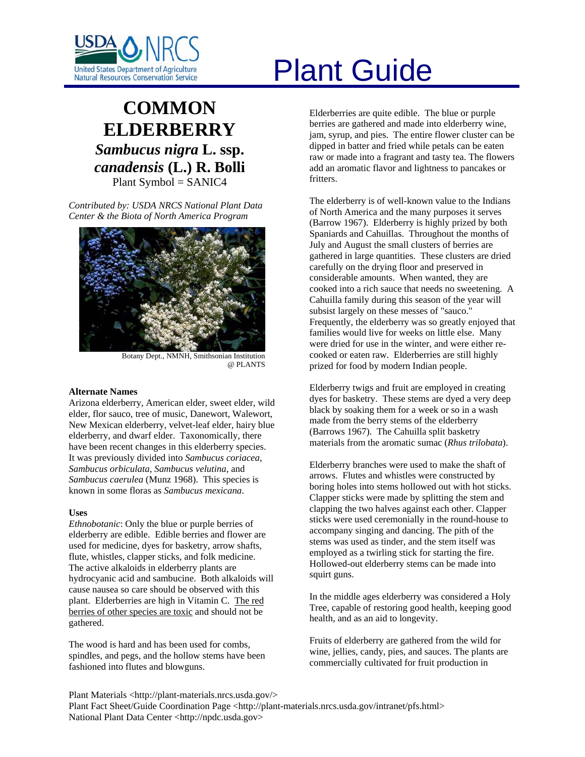# Plant Guide

# COMMON ELDERBERRY

## *Sambucus nigra* L. ssp. *canadensis* (L.) R. Bolli

Plant Symbol = SANIC4

*Contributed by: USDA NRCS National Plant Data Center & the Biota of North America Program*

Botany Dept., NMNH, Smithsonian Institution @ PLANTS

### Alternate Names

Arizona elderberry, American elder, sweet elder, wild elder, flor sauco, tree of music, Danewort, Walewort, New Mexican elderberry, velvet-leaf elder, hairy blue elderberry, and dwarf elder. Taxonomically, there have been recent changes in this elderberry species. It was previously divided into *Sambucus coriacea*, *Sambucus orbiculata*, *Sambucus velutina*, and *Sambucus caerulea* (Munz 1968). This species is known in some floras as *Sambucus mexicana*.

### Uses

*Ethnobotanic*: Only the blue or purple berries of elderberry are edible. Edible berries and flower are used for medicine, dyes for basketry, arrow shafts, flute, whistles, clapper sticks, and folk medicine. The active alkaloids in elderberry plants are hydrocyanic acid and sambucine. Both alkaloids will cause nausea so care should be observed with this plant. Elderberries are high in Vitamin C. The red berries of other species are toxic and should not be gathered.

The wood is hard and has been used for combs, spindles, and pegs, and the hollow stems have been fashioned into flutes and blowguns.

Elderberries are quite edible. The blue or purple berries are gathered and made into elderberry wine, jam, syrup, and pies. The entire flower cluster can be dipped in batter and fried while petals can be eaten raw or made into a fragrant and tasty tea. The flowers add an aromatic flavor and lightness to pancakes or fritters.

The elderberry is of well-known value to the Indians of North America and the many purposes it serves (Barrow 1967). Elderberry is highly prized by both Spaniards and Cahuillas. Throughout the months of July and August the small clusters of berries are gathered in large quantities. These clusters are dried carefully on the drying floor and preserved in considerable amounts. When wanted, they are cooked into a rich sauce that needs no sweetening. A Cahuilla family during this season of the year will subsist largely on these messes of "sauco." Frequently, the elderberry was so greatly enjoyed that families would live for weeks on little else. Many were dried for use in the winter, and were either re-cooked or eaten raw. Elderberries are still highly prized for food by modern Indian people.

Elderberry twigs and fruit are employed in creating dyes for basketry. These stems are dyed a very deep black by soaking them for a week or so in a wash made from the berry stems of the elderberry (Barrows 1967). The Cahuilla split basketry materials from the aromatic sumac (*Rhus trilobata*).

Elderberry branches were used to make the shaft of arrows. Flutes and whistles were constructed by boring holes into stems hollowed out with hot sticks. Clapper sticks were made by splitting the stem and clapping the two halves against each other. Clapper sticks were used ceremonially in the round-house to accompany singing and dancing. The pith of the stems was used as tinder, and the stem itself was employed as a twirling stick for starting the fire. Hollowed-out elderberry stems can be made into squirt guns.

In the middle ages elderberry was considered a Holy Tree, capable of restoring good health, keeping good health, and as an aid to longevity.

Fruits of elderberry are gathered from the wild for wine, jellies, candy, pies, and sauces. The plants are commercially cultivated for fruit production in

Plant Materials <http://plant-materials.nrcs.usda.gov/>
Plant Fact Sheet/Guide Coordination Page <http://plant-materials.nrcs.usda.gov/intranet/pfs.html>
National Plant Data Center <http://npdc.usda.gov>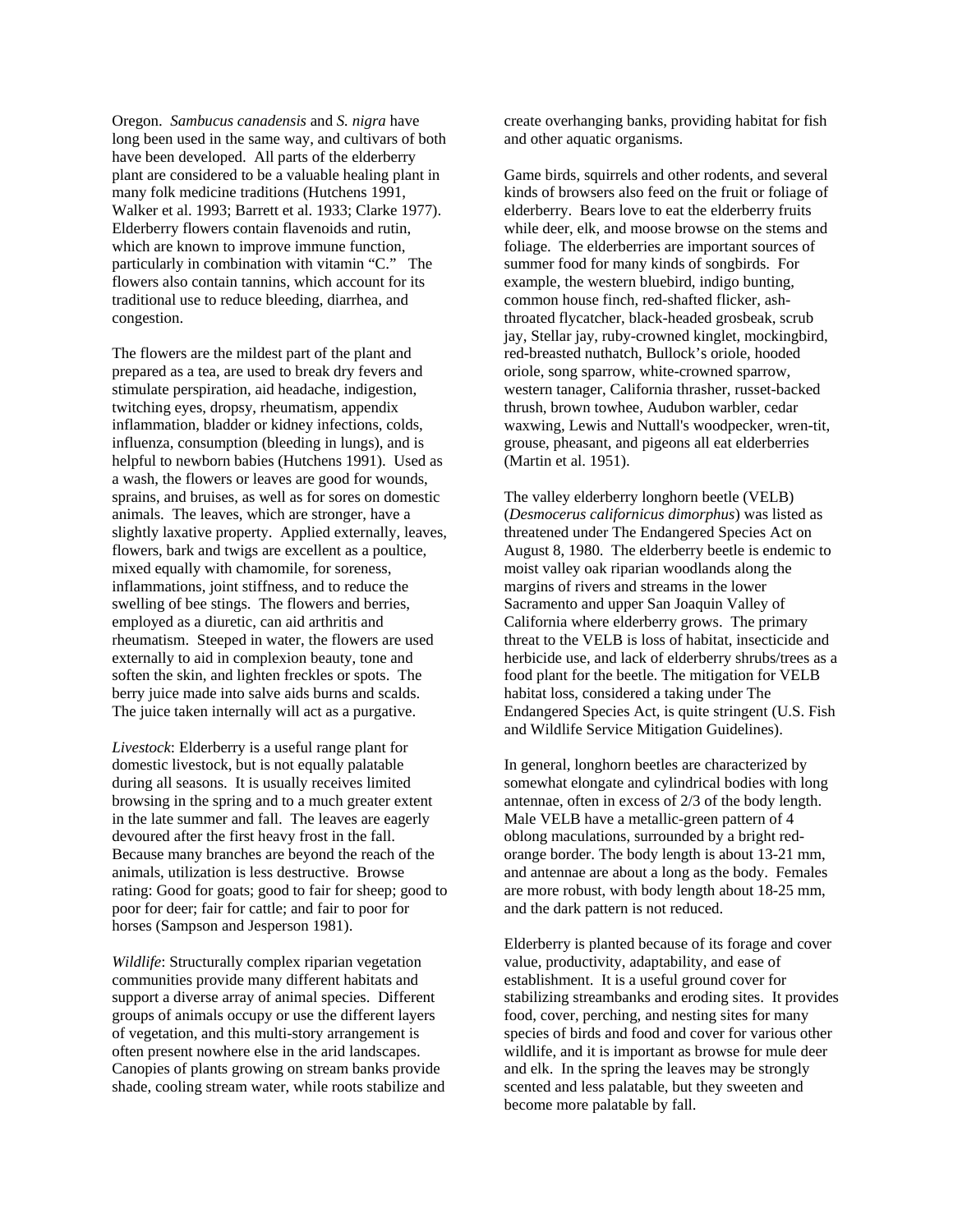Oregon. *Sambucus canadensis* and *S. nigra* have long been used in the same way, and cultivars of both have been developed. All parts of the elderberry plant are considered to be a valuable healing plant in many folk medicine traditions (Hutchens 1991, Walker et al. 1993; Barrett et al. 1933; Clarke 1977). Elderberry flowers contain flavenoids and rutin, which are known to improve immune function, particularly in combination with vitamin "C." The flowers also contain tannins, which account for its traditional use to reduce bleeding, diarrhea, and congestion.

The flowers are the mildest part of the plant and prepared as a tea, are used to break dry fevers and stimulate perspiration, aid headache, indigestion, twitching eyes, dropsy, rheumatism, appendix inflammation, bladder or kidney infections, colds, influenza, consumption (bleeding in lungs), and is helpful to newborn babies (Hutchens 1991). Used as a wash, the flowers or leaves are good for wounds, sprains, and bruises, as well as for sores on domestic animals. The leaves, which are stronger, have a slightly laxative property. Applied externally, leaves, flowers, bark and twigs are excellent as a poultice, mixed equally with chamomile, for soreness, inflammations, joint stiffness, and to reduce the swelling of bee stings. The flowers and berries, employed as a diuretic, can aid arthritis and rheumatism. Steeped in water, the flowers are used externally to aid in complexion beauty, tone and soften the skin, and lighten freckles or spots. The berry juice made into salve aids burns and scalds. The juice taken internally will act as a purgative.

*Livestock*: Elderberry is a useful range plant for domestic livestock, but is not equally palatable during all seasons. It is usually receives limited browsing in the spring and to a much greater extent in the late summer and fall. The leaves are eagerly devoured after the first heavy frost in the fall. Because many branches are beyond the reach of the animals, utilization is less destructive. Browse rating: Good for goats; good to fair for sheep; good to poor for deer; fair for cattle; and fair to poor for horses (Sampson and Jesperson 1981).

*Wildlife*: Structurally complex riparian vegetation communities provide many different habitats and support a diverse array of animal species. Different groups of animals occupy or use the different layers of vegetation, and this multi-story arrangement is often present nowhere else in the arid landscapes. Canopies of plants growing on stream banks provide shade, cooling stream water, while roots stabilize and create overhanging banks, providing habitat for fish and other aquatic organisms.

Game birds, squirrels and other rodents, and several kinds of browsers also feed on the fruit or foliage of elderberry. Bears love to eat the elderberry fruits while deer, elk, and moose browse on the stems and foliage. The elderberries are important sources of summer food for many kinds of songbirds. For example, the western bluebird, indigo bunting, common house finch, red-shafted flicker, ash-throated flycatcher, black-headed grosbeak, scrub jay, Stellar jay, ruby-crowned kinglet, mockingbird, red-breasted nuthatch, Bullock's oriole, hooded oriole, song sparrow, white-crowned sparrow, western tanager, California thrasher, russet-backed thrush, brown towhee, Audubon warbler, cedar waxwing, Lewis and Nuttall's woodpecker, wren-tit, grouse, pheasant, and pigeons all eat elderberries (Martin et al. 1951).

The valley elderberry longhorn beetle (VELB) (*Desmocerus californicus dimorphus*) was listed as threatened under The Endangered Species Act on August 8, 1980. The elderberry beetle is endemic to moist valley oak riparian woodlands along the margins of rivers and streams in the lower Sacramento and upper San Joaquin Valley of California where elderberry grows. The primary threat to the VELB is loss of habitat, insecticide and herbicide use, and lack of elderberry shrubs/trees as a food plant for the beetle. The mitigation for VELB habitat loss, considered a taking under The Endangered Species Act, is quite stringent (U.S. Fish and Wildlife Service Mitigation Guidelines).

In general, longhorn beetles are characterized by somewhat elongate and cylindrical bodies with long antennae, often in excess of 2/3 of the body length. Male VELB have a metallic-green pattern of 4 oblong maculations, surrounded by a bright red-orange border. The body length is about 13-21 mm, and antennae are about a long as the body. Females are more robust, with body length about 18-25 mm, and the dark pattern is not reduced.

Elderberry is planted because of its forage and cover value, productivity, adaptability, and ease of establishment. It is a useful ground cover for stabilizing streambanks and eroding sites. It provides food, cover, perching, and nesting sites for many species of birds and food and cover for various other wildlife, and it is important as browse for mule deer and elk. In the spring the leaves may be strongly scented and less palatable, but they sweeten and become more palatable by fall.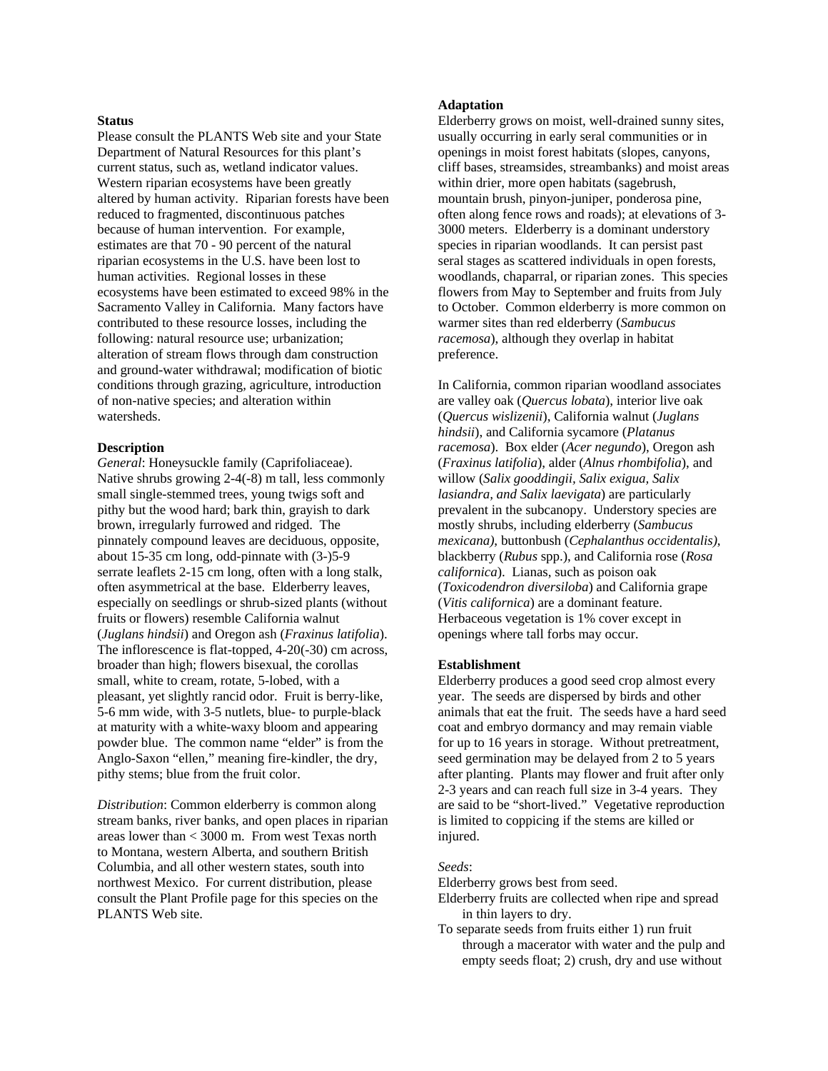**Status**

Please consult the PLANTS Web site and your State Department of Natural Resources for this plant's current status, such as, wetland indicator values. Western riparian ecosystems have been greatly altered by human activity. Riparian forests have been reduced to fragmented, discontinuous patches because of human intervention. For example, estimates are that 70 - 90 percent of the natural riparian ecosystems in the U.S. have been lost to human activities. Regional losses in these ecosystems have been estimated to exceed 98% in the Sacramento Valley in California. Many factors have contributed to these resource losses, including the following: natural resource use; urbanization; alteration of stream flows through dam construction and ground-water withdrawal; modification of biotic conditions through grazing, agriculture, introduction of non-native species; and alteration within watersheds.

**Description**

*General*: Honeysuckle family (Caprifoliaceae). Native shrubs growing 2-4(-8) m tall, less commonly small single-stemmed trees, young twigs soft and pithy but the wood hard; bark thin, grayish to dark brown, irregularly furrowed and ridged. The pinnately compound leaves are deciduous, opposite, about 15-35 cm long, odd-pinnate with (3-)5-9 serrate leaflets 2-15 cm long, often with a long stalk, often asymmetrical at the base. Elderberry leaves, especially on seedlings or shrub-sized plants (without fruits or flowers) resemble California walnut (*Juglans hindsii*) and Oregon ash (*Fraxinus latifolia*). The inflorescence is flat-topped, 4-20(-30) cm across, broader than high; flowers bisexual, the corollas small, white to cream, rotate, 5-lobed, with a pleasant, yet slightly rancid odor. Fruit is berry-like, 5-6 mm wide, with 3-5 nutlets, blue- to purple-black at maturity with a white-waxy bloom and appearing powder blue. The common name "elder" is from the Anglo-Saxon "ellen," meaning fire-kindler, the dry, pithy stems; blue from the fruit color.

*Distribution*: Common elderberry is common along stream banks, river banks, and open places in riparian areas lower than < 3000 m. From west Texas north to Montana, western Alberta, and southern British Columbia, and all other western states, south into northwest Mexico. For current distribution, please consult the Plant Profile page for this species on the PLANTS Web site.

**Adaptation**

Elderberry grows on moist, well-drained sunny sites, usually occurring in early seral communities or in openings in moist forest habitats (slopes, canyons, cliff bases, streamsides, streambanks) and moist areas within drier, more open habitats (sagebrush, mountain brush, pinyon-juniper, ponderosa pine, often along fence rows and roads); at elevations of 3-3000 meters. Elderberry is a dominant understory species in riparian woodlands. It can persist past seral stages as scattered individuals in open forests, woodlands, chaparral, or riparian zones. This species flowers from May to September and fruits from July to October. Common elderberry is more common on warmer sites than red elderberry (*Sambucus racemosa*), although they overlap in habitat preference.

In California, common riparian woodland associates are valley oak (*Quercus lobata*), interior live oak (*Quercus wislizenii*), California walnut (*Juglans hindsii*), and California sycamore (*Platanus racemosa*). Box elder (*Acer negundo*), Oregon ash (*Fraxinus latifolia*), alder (*Alnus rhombifolia*), and willow (*Salix gooddingii, Salix exigua, Salix lasiandra, and Salix laevigata*) are particularly prevalent in the subcanopy. Understory species are mostly shrubs, including elderberry (*Sambucus mexicana)*, buttonbush (*Cephalanthus occidentalis),* blackberry (*Rubus* spp.), and California rose (*Rosa californica*). Lianas, such as poison oak (*Toxicodendron diversiloba*) and California grape (*Vitis californica*) are a dominant feature. Herbaceous vegetation is 1% cover except in openings where tall forbs may occur.

**Establishment**

Elderberry produces a good seed crop almost every year. The seeds are dispersed by birds and other animals that eat the fruit. The seeds have a hard seed coat and embryo dormancy and may remain viable for up to 16 years in storage. Without pretreatment, seed germination may be delayed from 2 to 5 years after planting. Plants may flower and fruit after only 2-3 years and can reach full size in 3-4 years. They are said to be "short-lived." Vegetative reproduction is limited to coppicing if the stems are killed or injured.

*Seeds*:

Elderberry grows best from seed.

Elderberry fruits are collected when ripe and spread in thin layers to dry.

To separate seeds from fruits either 1) run fruit through a macerator with water and the pulp and empty seeds float; 2) crush, dry and use without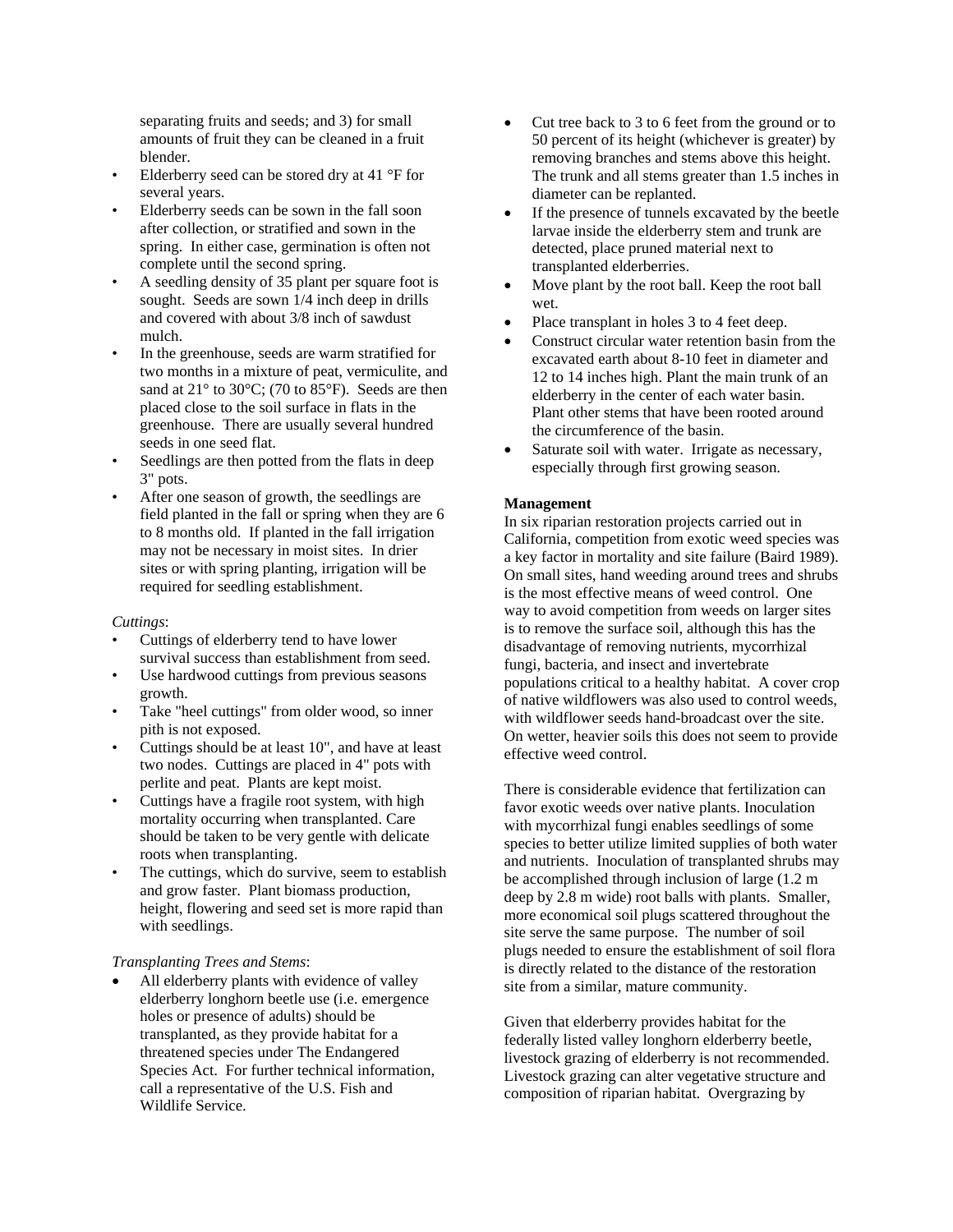separating fruits and seeds; and 3) for small amounts of fruit they can be cleaned in a fruit blender.

- Elderberry seed can be stored dry at 41 °F for several years.
- Elderberry seeds can be sown in the fall soon after collection, or stratified and sown in the spring. In either case, germination is often not complete until the second spring.
- A seedling density of 35 plant per square foot is sought. Seeds are sown 1/4 inch deep in drills and covered with about 3/8 inch of sawdust mulch.
- In the greenhouse, seeds are warm stratified for two months in a mixture of peat, vermiculite, and sand at 21° to 30°C; (70 to 85°F). Seeds are then placed close to the soil surface in flats in the greenhouse. There are usually several hundred seeds in one seed flat.
- Seedlings are then potted from the flats in deep 3" pots.
- After one season of growth, the seedlings are field planted in the fall or spring when they are 6 to 8 months old. If planted in the fall irrigation may not be necessary in moist sites. In drier sites or with spring planting, irrigation will be required for seedling establishment.

*Cuttings*:

- Cuttings of elderberry tend to have lower survival success than establishment from seed.
- Use hardwood cuttings from previous seasons growth.
- Take "heel cuttings" from older wood, so inner pith is not exposed.
- Cuttings should be at least 10", and have at least two nodes. Cuttings are placed in 4" pots with perlite and peat. Plants are kept moist.
- Cuttings have a fragile root system, with high mortality occurring when transplanted. Care should be taken to be very gentle with delicate roots when transplanting.
- The cuttings, which do survive, seem to establish and grow faster. Plant biomass production, height, flowering and seed set is more rapid than with seedlings.

*Transplanting Trees and Stems*:

- All elderberry plants with evidence of valley elderberry longhorn beetle use (i.e. emergence holes or presence of adults) should be transplanted, as they provide habitat for a threatened species under The Endangered Species Act. For further technical information, call a representative of the U.S. Fish and Wildlife Service.
- Cut tree back to 3 to 6 feet from the ground or to 50 percent of its height (whichever is greater) by removing branches and stems above this height. The trunk and all stems greater than 1.5 inches in diameter can be replanted.
- If the presence of tunnels excavated by the beetle larvae inside the elderberry stem and trunk are detected, place pruned material next to transplanted elderberries.
- Move plant by the root ball. Keep the root ball wet.
- Place transplant in holes 3 to 4 feet deep.
- Construct circular water retention basin from the excavated earth about 8-10 feet in diameter and 12 to 14 inches high. Plant the main trunk of an elderberry in the center of each water basin. Plant other stems that have been rooted around the circumference of the basin.
- Saturate soil with water. Irrigate as necessary, especially through first growing season.

**Management**

In six riparian restoration projects carried out in California, competition from exotic weed species was a key factor in mortality and site failure (Baird 1989). On small sites, hand weeding around trees and shrubs is the most effective means of weed control. One way to avoid competition from weeds on larger sites is to remove the surface soil, although this has the disadvantage of removing nutrients, mycorrhizal fungi, bacteria, and insect and invertebrate populations critical to a healthy habitat. A cover crop of native wildflowers was also used to control weeds, with wildflower seeds hand-broadcast over the site. On wetter, heavier soils this does not seem to provide effective weed control.

There is considerable evidence that fertilization can favor exotic weeds over native plants. Inoculation with mycorrhizal fungi enables seedlings of some species to better utilize limited supplies of both water and nutrients. Inoculation of transplanted shrubs may be accomplished through inclusion of large (1.2 m deep by 2.8 m wide) root balls with plants. Smaller, more economical soil plugs scattered throughout the site serve the same purpose. The number of soil plugs needed to ensure the establishment of soil flora is directly related to the distance of the restoration site from a similar, mature community.

Given that elderberry provides habitat for the federally listed valley longhorn elderberry beetle, livestock grazing of elderberry is not recommended. Livestock grazing can alter vegetative structure and composition of riparian habitat. Overgrazing by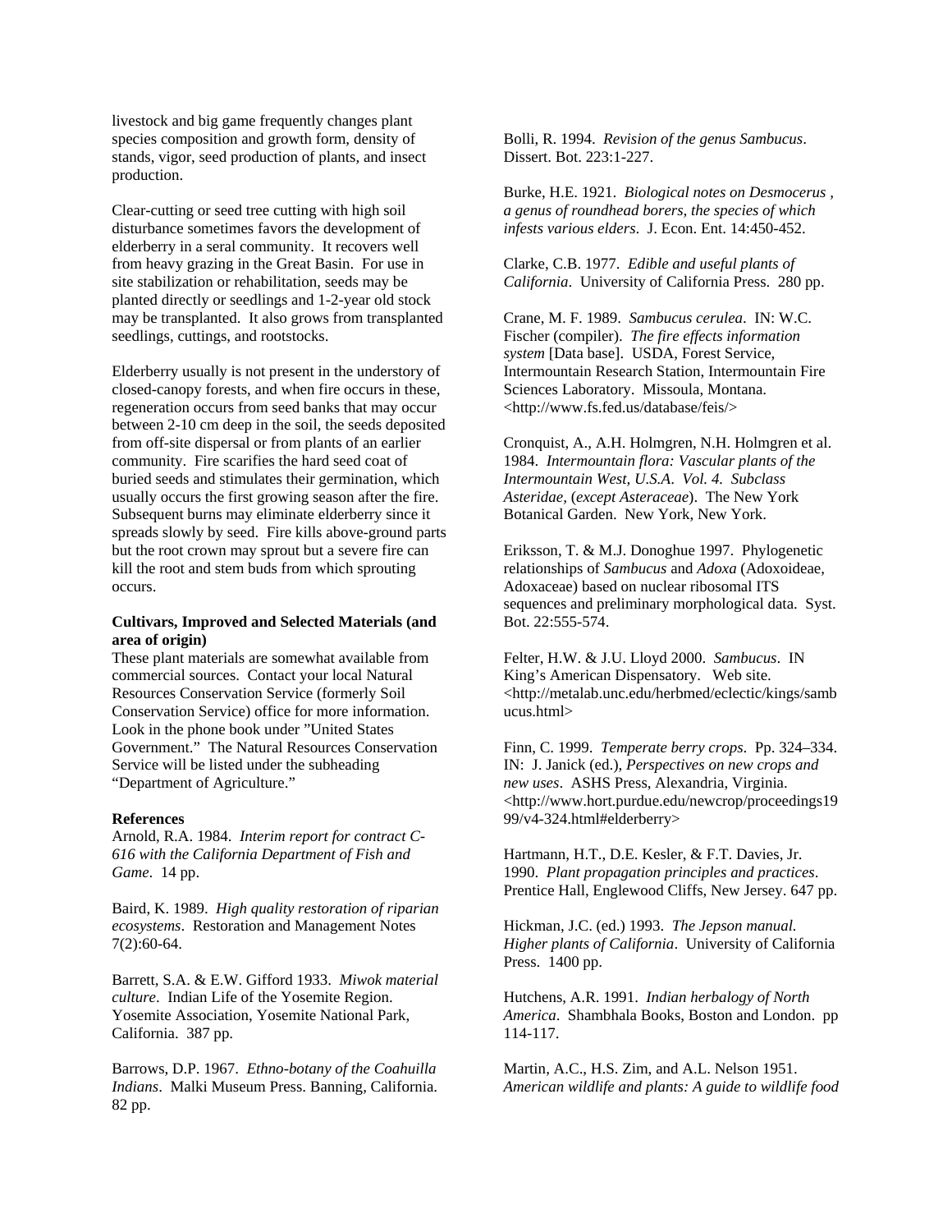livestock and big game frequently changes plant species composition and growth form, density of stands, vigor, seed production of plants, and insect production.

Clear-cutting or seed tree cutting with high soil disturbance sometimes favors the development of elderberry in a seral community. It recovers well from heavy grazing in the Great Basin. For use in site stabilization or rehabilitation, seeds may be planted directly or seedlings and 1-2-year old stock may be transplanted. It also grows from transplanted seedlings, cuttings, and rootstocks.

Elderberry usually is not present in the understory of closed-canopy forests, and when fire occurs in these, regeneration occurs from seed banks that may occur between 2-10 cm deep in the soil, the seeds deposited from off-site dispersal or from plants of an earlier community. Fire scarifies the hard seed coat of buried seeds and stimulates their germination, which usually occurs the first growing season after the fire. Subsequent burns may eliminate elderberry since it spreads slowly by seed. Fire kills above-ground parts but the root crown may sprout but a severe fire can kill the root and stem buds from which sprouting occurs.

**Cultivars, Improved and Selected Materials (and area of origin)**

These plant materials are somewhat available from commercial sources. Contact your local Natural Resources Conservation Service (formerly Soil Conservation Service) office for more information. Look in the phone book under "United States Government." The Natural Resources Conservation Service will be listed under the subheading "Department of Agriculture."

**References**

Arnold, R.A. 1984. *Interim report for contract C-616 with the California Department of Fish and Game*. 14 pp.

Baird, K. 1989. *High quality restoration of riparian ecosystems*. Restoration and Management Notes 7(2):60-64.

Barrett, S.A. & E.W. Gifford 1933. *Miwok material culture*. Indian Life of the Yosemite Region. Yosemite Association, Yosemite National Park, California. 387 pp.

Barrows, D.P. 1967. *Ethno-botany of the Coahuilla Indians*. Malki Museum Press. Banning, California. 82 pp.

Bolli, R. 1994. *Revision of the genus Sambucus*. Dissert. Bot. 223:1-227.

Burke, H.E. 1921. *Biological notes on Desmocerus , a genus of roundhead borers, the species of which infests various elders*. J. Econ. Ent. 14:450-452.

Clarke, C.B. 1977. *Edible and useful plants of California*. University of California Press. 280 pp.

Crane, M. F. 1989. *Sambucus cerulea*. IN: W.C. Fischer (compiler). *The fire effects information system* [Data base]. USDA, Forest Service, Intermountain Research Station, Intermountain Fire Sciences Laboratory. Missoula, Montana. <http://www.fs.fed.us/database/feis/>

Cronquist, A., A.H. Holmgren, N.H. Holmgren et al. 1984. *Intermountain flora: Vascular plants of the Intermountain West, U.S.A. Vol. 4. Subclass Asteridae,* (*except Asteraceae*). The New York Botanical Garden. New York, New York.

Eriksson, T. & M.J. Donoghue 1997. Phylogenetic relationships of *Sambucus* and *Adoxa* (Adoxoideae, Adoxaceae) based on nuclear ribosomal ITS sequences and preliminary morphological data. Syst. Bot. 22:555-574.

Felter, H.W. & J.U. Lloyd 2000. *Sambucus*. IN King's American Dispensatory. Web site. <http://metalab.unc.edu/herbmed/eclectic/kings/sambucus.html>

Finn, C. 1999. *Temperate berry crops*. Pp. 324–334. IN: J. Janick (ed.), *Perspectives on new crops and new uses*. ASHS Press, Alexandria, Virginia. <http://www.hort.purdue.edu/newcrop/proceedings1999/v4-324.html#elderberry>

Hartmann, H.T., D.E. Kesler, & F.T. Davies, Jr. 1990. *Plant propagation principles and practices*. Prentice Hall, Englewood Cliffs, New Jersey. 647 pp.

Hickman, J.C. (ed.) 1993. *The Jepson manual. Higher plants of California*. University of California Press. 1400 pp.

Hutchens, A.R. 1991. *Indian herbalogy of North America*. Shambhala Books, Boston and London. pp 114-117.

Martin, A.C., H.S. Zim, and A.L. Nelson 1951. *American wildlife and plants: A guide to wildlife food*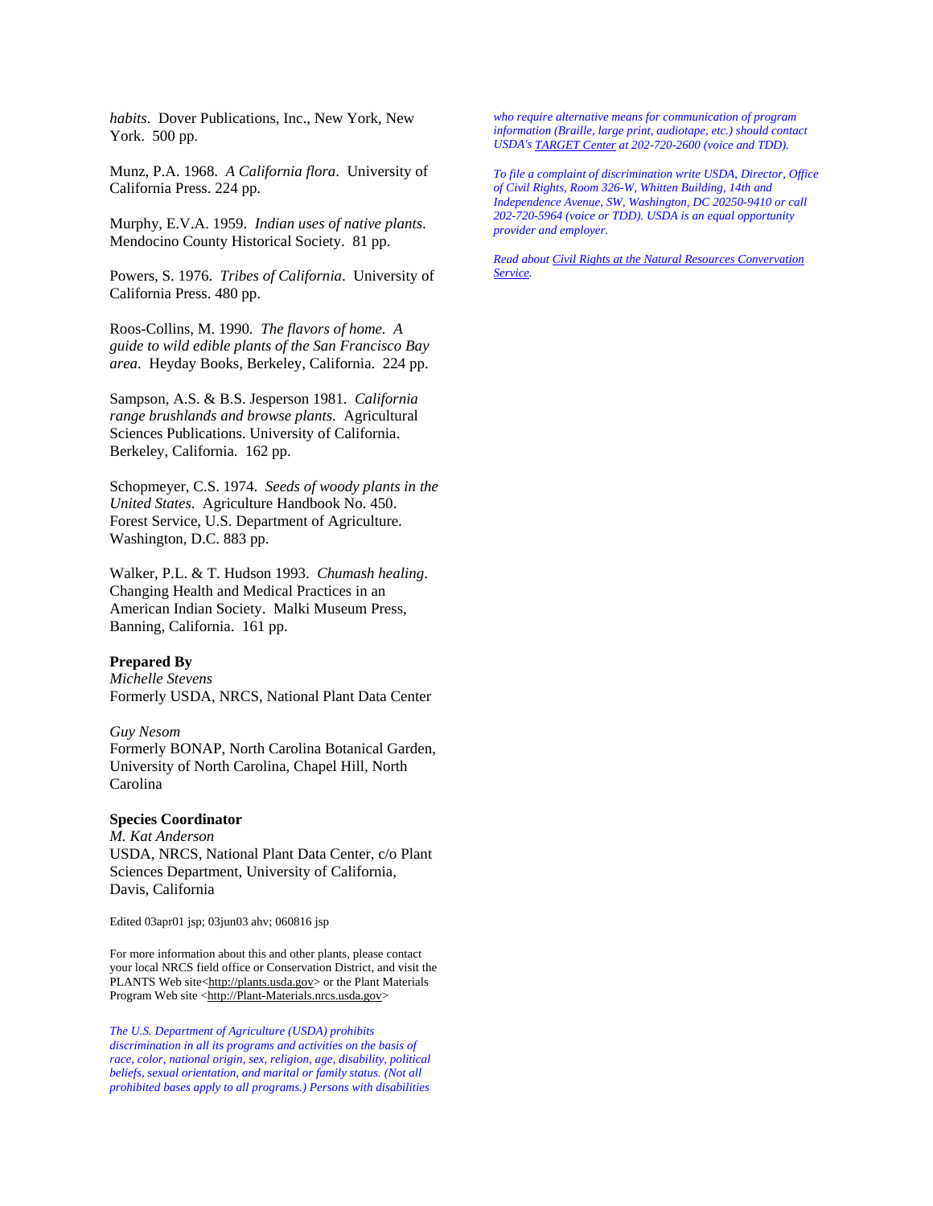*habits*. Dover Publications, Inc., New York, New York. 500 pp.

Munz, P.A. 1968. *A California flora*. University of California Press. 224 pp.

Murphy, E.V.A. 1959. *Indian uses of native plants*. Mendocino County Historical Society. 81 pp.

Powers, S. 1976. *Tribes of California*. University of California Press. 480 pp.

Roos-Collins, M. 1990. *The flavors of home. A guide to wild edible plants of the San Francisco Bay area*. Heyday Books, Berkeley, California. 224 pp.

Sampson, A.S. & B.S. Jesperson 1981. *California range brushlands and browse plants*. Agricultural Sciences Publications. University of California. Berkeley, California. 162 pp.

Schopmeyer, C.S. 1974. *Seeds of woody plants in the United States*. Agriculture Handbook No. 450. Forest Service, U.S. Department of Agriculture. Washington, D.C. 883 pp.

Walker, P.L. & T. Hudson 1993. *Chumash healing*. Changing Health and Medical Practices in an American Indian Society. Malki Museum Press, Banning, California. 161 pp.

**Prepared By**

*Michelle Stevens*
Formerly USDA, NRCS, National Plant Data Center

*Guy Nesom*
Formerly BONAP, North Carolina Botanical Garden, University of North Carolina, Chapel Hill, North Carolina

**Species Coordinator**

*M. Kat Anderson*
USDA, NRCS, National Plant Data Center, c/o Plant Sciences Department, University of California, Davis, California

Edited 03apr01 jsp; 03jun03 ahv; 060816 jsp

For more information about this and other plants, please contact your local NRCS field office or Conservation District, and visit the PLANTS Web site<http://plants.usda.gov> or the Plant Materials Program Web site <http://Plant-Materials.nrcs.usda.gov>

*The U.S. Department of Agriculture (USDA) prohibits discrimination in all its programs and activities on the basis of race, color, national origin, sex, religion, age, disability, political beliefs, sexual orientation, and marital or family status. (Not all prohibited bases apply to all programs.) Persons with disabilities who require alternative means for communication of program information (Braille, large print, audiotape, etc.) should contact USDA's TARGET Center at 202-720-2600 (voice and TDD).*

*To file a complaint of discrimination write USDA, Director, Office of Civil Rights, Room 326-W, Whitten Building, 14th and Independence Avenue, SW, Washington, DC 20250-9410 or call 202-720-5964 (voice or TDD). USDA is an equal opportunity provider and employer.*

*Read about Civil Rights at the Natural Resources Convervation Service.*